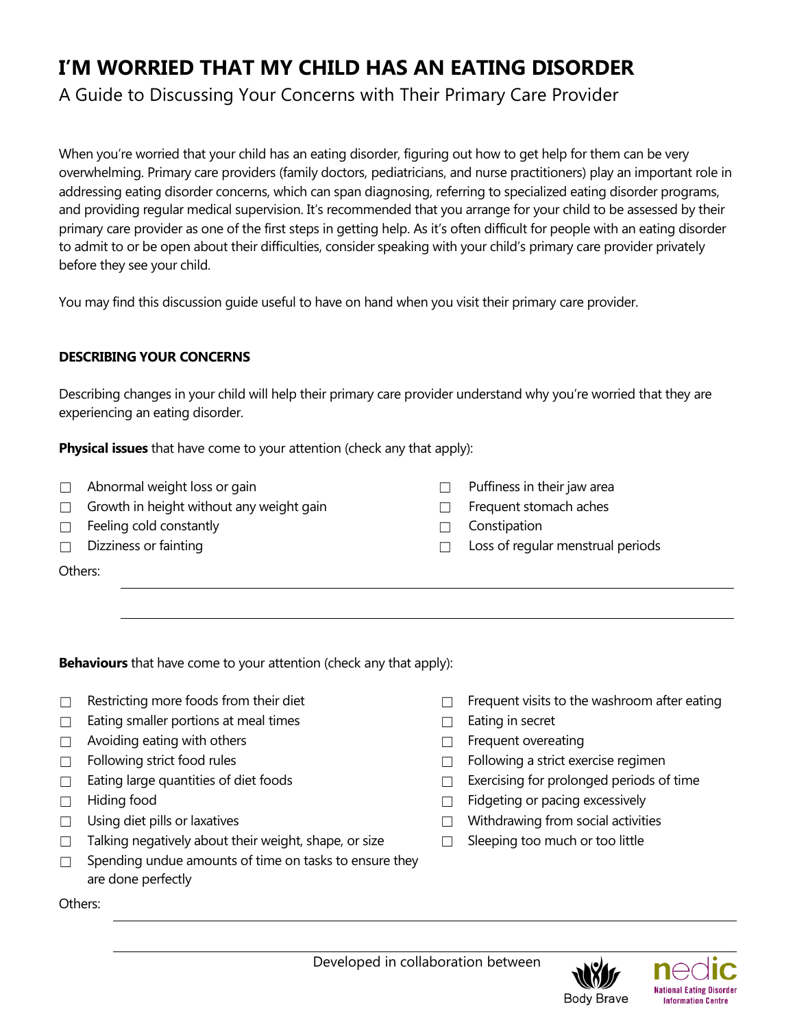# I'M WORRIED THAT MY CHILD HAS AN EATING DISORDER

A Guide to Discussing Your Concerns with Their Primary Care Provider

When you're worried that your child has an eating disorder, figuring out how to get help for them can be very overwhelming. Primary care providers (family doctors, pediatricians, and nurse practitioners) play an important role in addressing eating disorder concerns, which can span diagnosing, referring to specialized eating disorder programs, and providing regular medical supervision. It's recommended that you arrange for your child to be assessed by their primary care provider as one of the first steps in getting help. As it's often difficult for people with an eating disorder to admit to or be open about their difficulties, consider speaking with your child's primary care provider privately before they see your child.

You may find this discussion guide useful to have on hand when you visit their primary care provider.

**DESCRIBING YOUR CONCERNS**

Describing changes in your child will help their primary care provider understand why you're worried that they are experiencing an eating disorder.

**Physical issues** that have come to your attention (check any that apply):

- ☐ Abnormal weight loss or gain
- ☐ Growth in height without any weight gain
- ☐ Feeling cold constantly
- ☐ Dizziness or fainting
- ☐ Puffiness in their jaw area
- ☐ Frequent stomach aches
- ☐ Constipation
- ☐ Loss of regular menstrual periods

Others: ______________________________________________

______________________________________________

**Behaviours** that have come to your attention (check any that apply):

- ☐ Restricting more foods from their diet
- ☐ Eating smaller portions at meal times
- ☐ Avoiding eating with others
- ☐ Following strict food rules
- ☐ Eating large quantities of diet foods
- ☐ Hiding food
- ☐ Using diet pills or laxatives
- ☐ Talking negatively about their weight, shape, or size
- ☐ Spending undue amounts of time on tasks to ensure they are done perfectly
- ☐ Frequent visits to the washroom after eating
- ☐ Eating in secret
- ☐ Frequent overeating
- ☐ Following a strict exercise regimen
- ☐ Exercising for prolonged periods of time
- ☐ Fidgeting or pacing excessively
- ☐ Withdrawing from social activities
- ☐ Sleeping too much or too little

Others: ______________________________________________

______________________________________________

Developed in collaboration between Body Brave and nedic National Eating Disorder Information Centre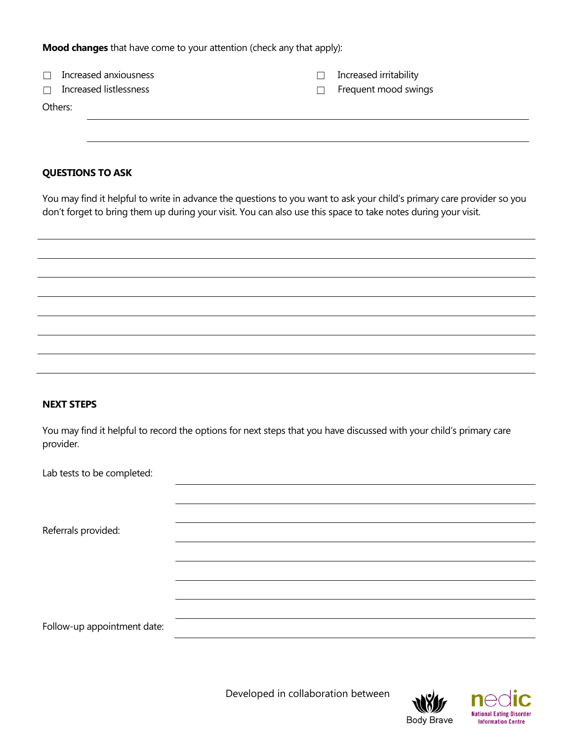**Mood changes** that have come to your attention (check any that apply):

- ☐ Increased anxiousness
- ☐ Increased listlessness
- ☐ Increased irritability
- ☐ Frequent mood swings

Others: ______________________________

______________________________

**QUESTIONS TO ASK**

You may find it helpful to write in advance the questions to you want to ask your child's primary care provider so you don't forget to bring them up during your visit. You can also use this space to take notes during your visit.

______________________________

______________________________

______________________________

______________________________

______________________________

______________________________

______________________________

**NEXT STEPS**

You may find it helpful to record the options for next steps that you have discussed with your child's primary care provider.

Lab tests to be completed: ______________________________

______________________________

______________________________

Referrals provided: ______________________________

______________________________

______________________________

______________________________

______________________________

Follow-up appointment date: ______________________________

Developed in collaboration between Body Brave and nedic National Eating Disorder Information Centre